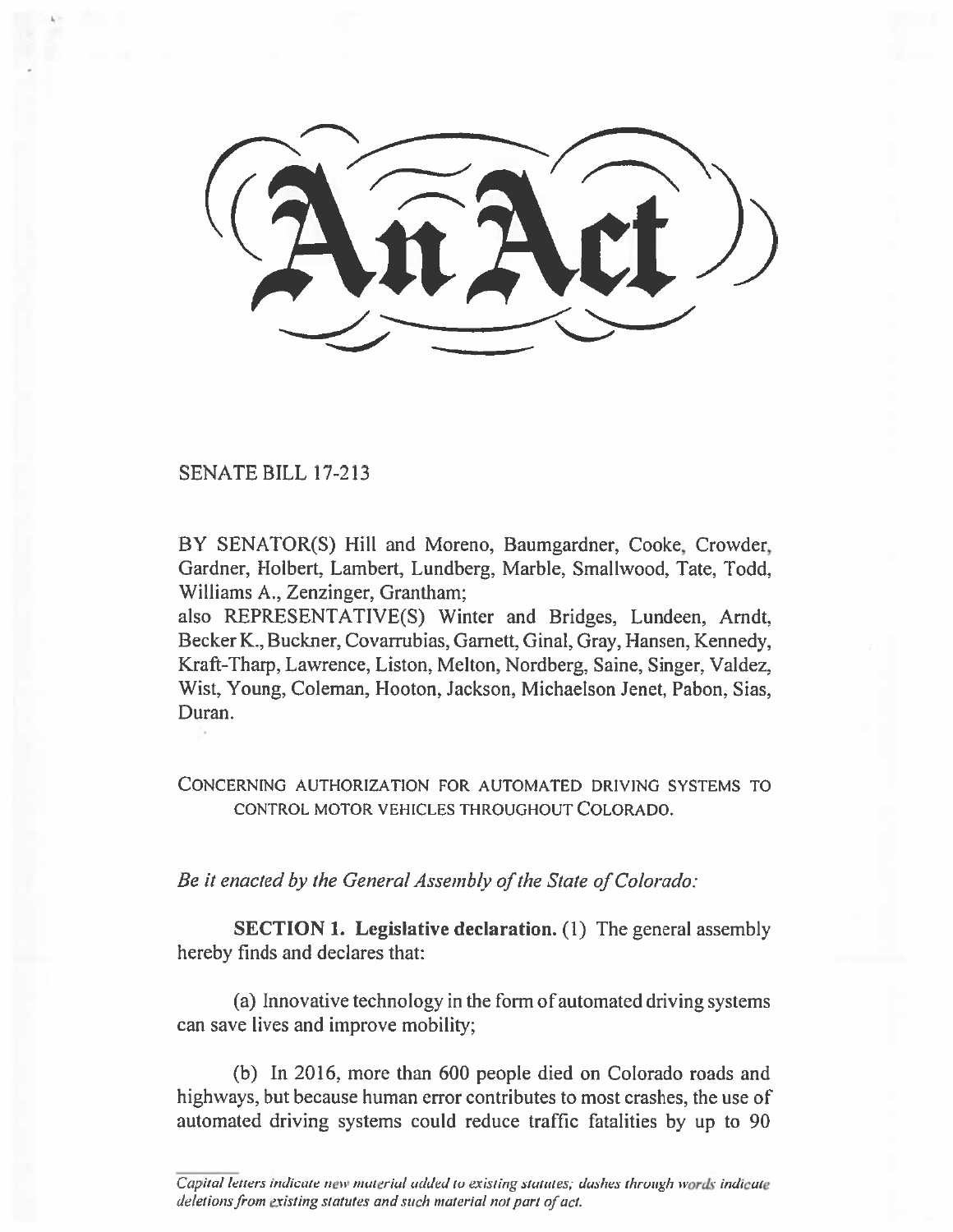# An Act

SENATE BILL 17-213

BY SENATOR(S) Hill and Moreno, Baumgardner, Cooke, Crowder, Gardner, Holbert, Lambert, Lundberg, Marble, Smallwood, Tate, Todd, Williams A., Zenzinger, Grantham;
also REPRESENTATIVE(S) Winter and Bridges, Lundeen, Arndt, Becker K., Buckner, Covarrubias, Garnett, Ginal, Gray, Hansen, Kennedy, Kraft-Tharp, Lawrence, Liston, Melton, Nordberg, Saine, Singer, Valdez, Wist, Young, Coleman, Hooton, Jackson, Michaelson Jenet, Pabon, Sias, Duran.

CONCERNING AUTHORIZATION FOR AUTOMATED DRIVING SYSTEMS TO CONTROL MOTOR VEHICLES THROUGHOUT COLORADO.

*Be it enacted by the General Assembly of the State of Colorado:*

**SECTION 1. Legislative declaration.** (1) The general assembly hereby finds and declares that:

(a) Innovative technology in the form of automated driving systems can save lives and improve mobility;

(b) In 2016, more than 600 people died on Colorado roads and highways, but because human error contributes to most crashes, the use of automated driving systems could reduce traffic fatalities by up to 90

*Capital letters indicate new material added to existing statutes; dashes through words indicate deletions from existing statutes and such material not part of act.*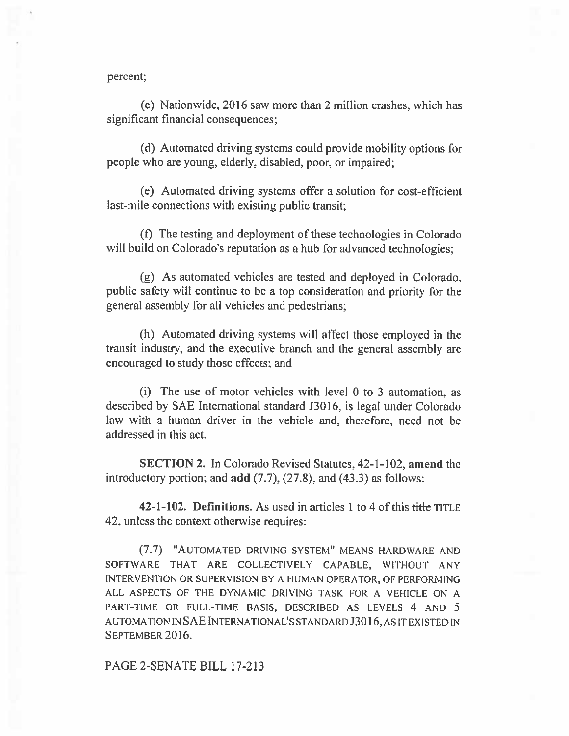percent;

(c) Nationwide, 2016 saw more than 2 million crashes, which has significant financial consequences;

(d) Automated driving systems could provide mobility options for people who are young, elderly, disabled, poor, or impaired;

(e) Automated driving systems offer a solution for cost-efficient last-mile connections with existing public transit;

(f) The testing and deployment of these technologies in Colorado will build on Colorado's reputation as a hub for advanced technologies;

(g) As automated vehicles are tested and deployed in Colorado, public safety will continue to be a top consideration and priority for the general assembly for all vehicles and pedestrians;

(h) Automated driving systems will affect those employed in the transit industry, and the executive branch and the general assembly are encouraged to study those effects; and

(i) The use of motor vehicles with level 0 to 3 automation, as described by SAE International standard J3016, is legal under Colorado law with a human driver in the vehicle and, therefore, need not be addressed in this act.

**SECTION 2.** In Colorado Revised Statutes, 42-1-102, **amend** the introductory portion; and **add** (7.7), (27.8), and (43.3) as follows:

**42-1-102. Definitions.** As used in articles 1 to 4 of this ~~title~~ TITLE 42, unless the context otherwise requires:

(7.7) "AUTOMATED DRIVING SYSTEM" MEANS HARDWARE AND SOFTWARE THAT ARE COLLECTIVELY CAPABLE, WITHOUT ANY INTERVENTION OR SUPERVISION BY A HUMAN OPERATOR, OF PERFORMING ALL ASPECTS OF THE DYNAMIC DRIVING TASK FOR A VEHICLE ON A PART-TIME OR FULL-TIME BASIS, DESCRIBED AS LEVELS 4 AND 5 AUTOMATION IN SAE INTERNATIONAL'S STANDARD J3016, AS IT EXISTED IN SEPTEMBER 2016.

PAGE 2-SENATE BILL 17-213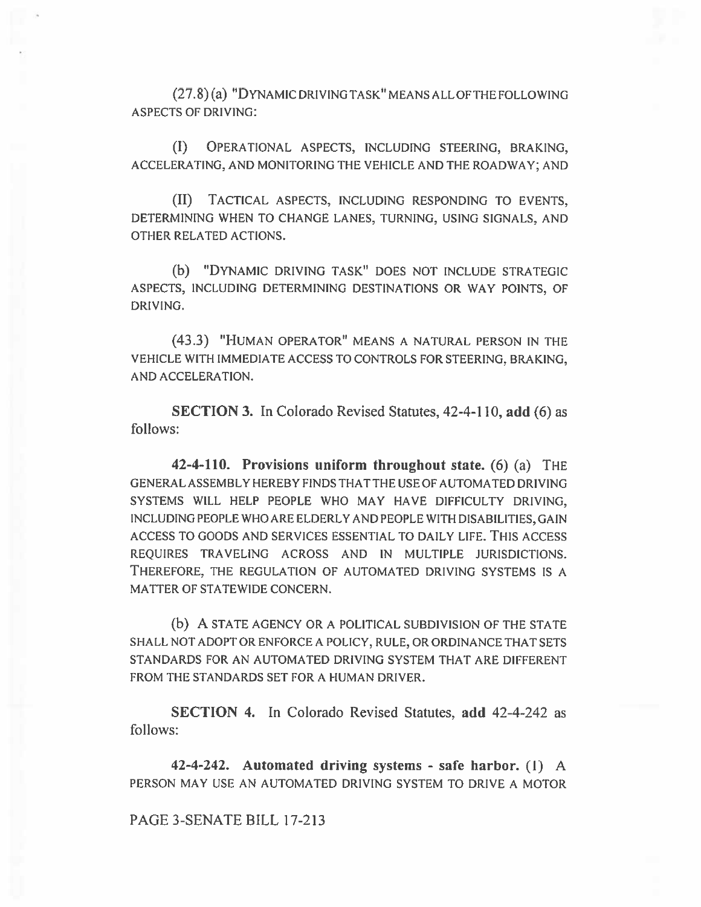(27.8) (a) "DYNAMIC DRIVING TASK" MEANS ALL OF THE FOLLOWING ASPECTS OF DRIVING:

(I) OPERATIONAL ASPECTS, INCLUDING STEERING, BRAKING, ACCELERATING, AND MONITORING THE VEHICLE AND THE ROADWAY; AND

(II) TACTICAL ASPECTS, INCLUDING RESPONDING TO EVENTS, DETERMINING WHEN TO CHANGE LANES, TURNING, USING SIGNALS, AND OTHER RELATED ACTIONS.

(b) "DYNAMIC DRIVING TASK" DOES NOT INCLUDE STRATEGIC ASPECTS, INCLUDING DETERMINING DESTINATIONS OR WAY POINTS, OF DRIVING.

(43.3) "HUMAN OPERATOR" MEANS A NATURAL PERSON IN THE VEHICLE WITH IMMEDIATE ACCESS TO CONTROLS FOR STEERING, BRAKING, AND ACCELERATION.

**SECTION 3.** In Colorado Revised Statutes, 42-4-110, **add** (6) as follows:

**42-4-110. Provisions uniform throughout state.** (6) (a) THE GENERAL ASSEMBLY HEREBY FINDS THAT THE USE OF AUTOMATED DRIVING SYSTEMS WILL HELP PEOPLE WHO MAY HAVE DIFFICULTY DRIVING, INCLUDING PEOPLE WHO ARE ELDERLY AND PEOPLE WITH DISABILITIES, GAIN ACCESS TO GOODS AND SERVICES ESSENTIAL TO DAILY LIFE. THIS ACCESS REQUIRES TRAVELING ACROSS AND IN MULTIPLE JURISDICTIONS. THEREFORE, THE REGULATION OF AUTOMATED DRIVING SYSTEMS IS A MATTER OF STATEWIDE CONCERN.

(b) A STATE AGENCY OR A POLITICAL SUBDIVISION OF THE STATE SHALL NOT ADOPT OR ENFORCE A POLICY, RULE, OR ORDINANCE THAT SETS STANDARDS FOR AN AUTOMATED DRIVING SYSTEM THAT ARE DIFFERENT FROM THE STANDARDS SET FOR A HUMAN DRIVER.

**SECTION 4.** In Colorado Revised Statutes, **add** 42-4-242 as follows:

**42-4-242. Automated driving systems - safe harbor.** (1) A PERSON MAY USE AN AUTOMATED DRIVING SYSTEM TO DRIVE A MOTOR

PAGE 3-SENATE BILL 17-213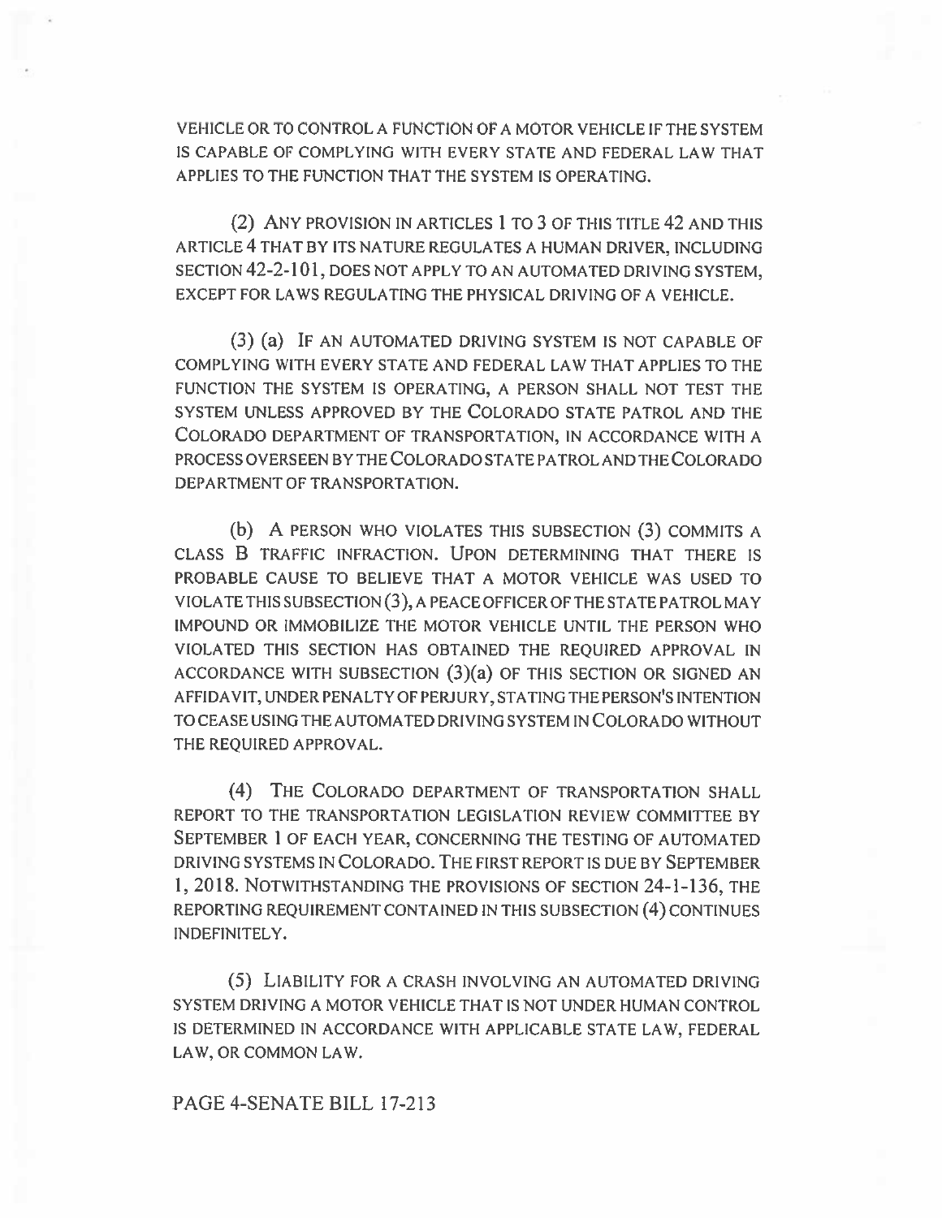VEHICLE OR TO CONTROL A FUNCTION OF A MOTOR VEHICLE IF THE SYSTEM IS CAPABLE OF COMPLYING WITH EVERY STATE AND FEDERAL LAW THAT APPLIES TO THE FUNCTION THAT THE SYSTEM IS OPERATING.

(2) ANY PROVISION IN ARTICLES 1 TO 3 OF THIS TITLE 42 AND THIS ARTICLE 4 THAT BY ITS NATURE REGULATES A HUMAN DRIVER, INCLUDING SECTION 42-2-101, DOES NOT APPLY TO AN AUTOMATED DRIVING SYSTEM, EXCEPT FOR LAWS REGULATING THE PHYSICAL DRIVING OF A VEHICLE.

(3) (a) IF AN AUTOMATED DRIVING SYSTEM IS NOT CAPABLE OF COMPLYING WITH EVERY STATE AND FEDERAL LAW THAT APPLIES TO THE FUNCTION THE SYSTEM IS OPERATING, A PERSON SHALL NOT TEST THE SYSTEM UNLESS APPROVED BY THE COLORADO STATE PATROL AND THE COLORADO DEPARTMENT OF TRANSPORTATION, IN ACCORDANCE WITH A PROCESS OVERSEEN BY THE COLORADO STATE PATROL AND THE COLORADO DEPARTMENT OF TRANSPORTATION.

(b) A PERSON WHO VIOLATES THIS SUBSECTION (3) COMMITS A CLASS B TRAFFIC INFRACTION. UPON DETERMINING THAT THERE IS PROBABLE CAUSE TO BELIEVE THAT A MOTOR VEHICLE WAS USED TO VIOLATE THIS SUBSECTION (3), A PEACE OFFICER OF THE STATE PATROL MAY IMPOUND OR IMMOBILIZE THE MOTOR VEHICLE UNTIL THE PERSON WHO VIOLATED THIS SECTION HAS OBTAINED THE REQUIRED APPROVAL IN ACCORDANCE WITH SUBSECTION (3)(a) OF THIS SECTION OR SIGNED AN AFFIDAVIT, UNDER PENALTY OF PERJURY, STATING THE PERSON'S INTENTION TO CEASE USING THE AUTOMATED DRIVING SYSTEM IN COLORADO WITHOUT THE REQUIRED APPROVAL.

(4) THE COLORADO DEPARTMENT OF TRANSPORTATION SHALL REPORT TO THE TRANSPORTATION LEGISLATION REVIEW COMMITTEE BY SEPTEMBER 1 OF EACH YEAR, CONCERNING THE TESTING OF AUTOMATED DRIVING SYSTEMS IN COLORADO. THE FIRST REPORT IS DUE BY SEPTEMBER 1, 2018. NOTWITHSTANDING THE PROVISIONS OF SECTION 24-1-136, THE REPORTING REQUIREMENT CONTAINED IN THIS SUBSECTION (4) CONTINUES INDEFINITELY.

(5) LIABILITY FOR A CRASH INVOLVING AN AUTOMATED DRIVING SYSTEM DRIVING A MOTOR VEHICLE THAT IS NOT UNDER HUMAN CONTROL IS DETERMINED IN ACCORDANCE WITH APPLICABLE STATE LAW, FEDERAL LAW, OR COMMON LAW.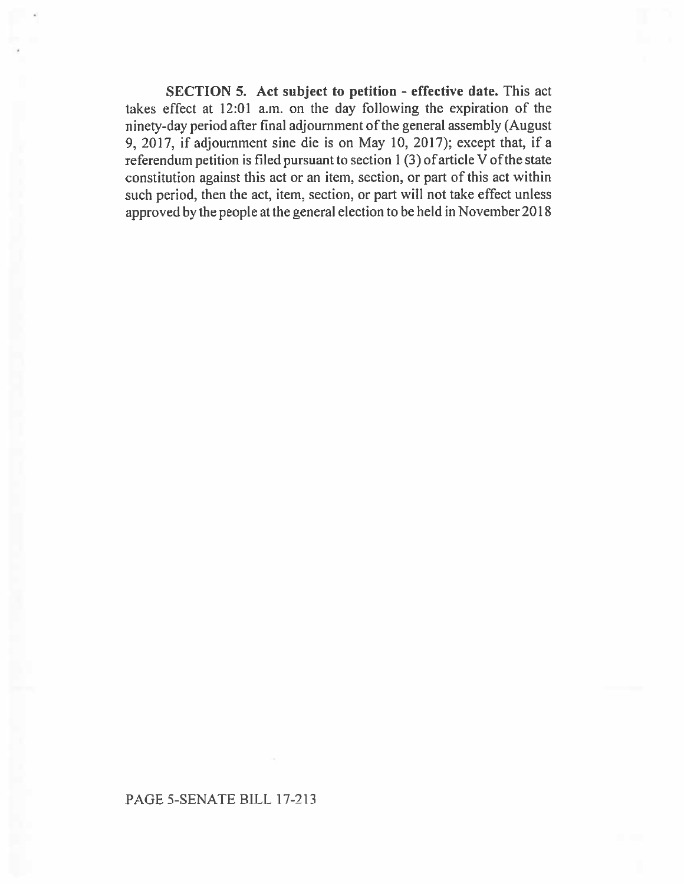**SECTION 5. Act subject to petition - effective date.** This act takes effect at 12:01 a.m. on the day following the expiration of the ninety-day period after final adjournment of the general assembly (August 9, 2017, if adjournment sine die is on May 10, 2017); except that, if a referendum petition is filed pursuant to section 1 (3) of article V of the state constitution against this act or an item, section, or part of this act within such period, then the act, item, section, or part will not take effect unless approved by the people at the general election to be held in November 2018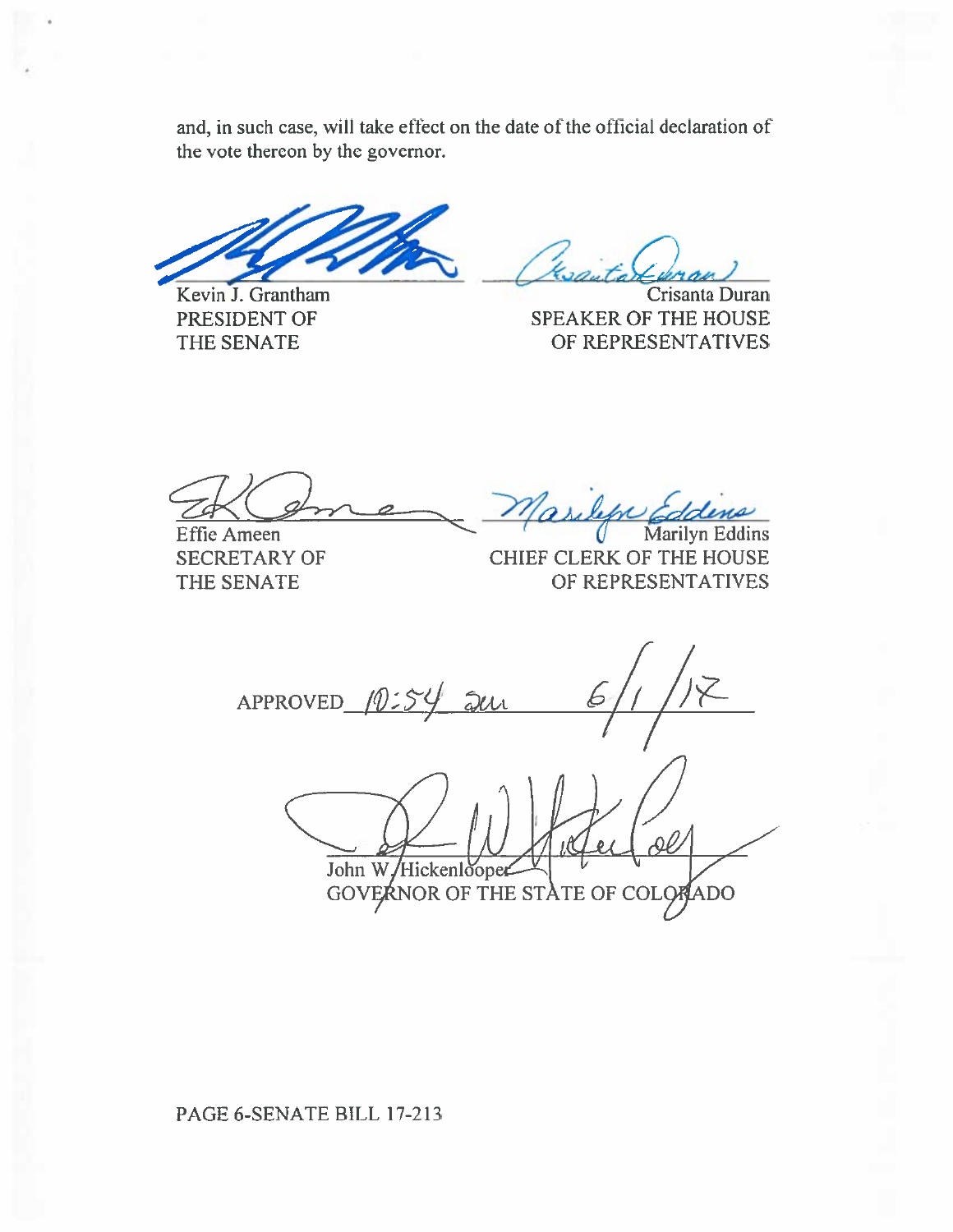and, in such case, will take effect on the date of the official declaration of the vote thereon by the governor.

Kevin J. Grantham
PRESIDENT OF
THE SENATE

Crisanta Duran
SPEAKER OF THE HOUSE
OF REPRESENTATIVES

Effie Ameen
SECRETARY OF
THE SENATE

Marilyn Eddins
CHIEF CLERK OF THE HOUSE
OF REPRESENTATIVES

APPROVED 10:54 am 6/1/17

John W. Hickenlooper
GOVERNOR OF THE STATE OF COLORADO

PAGE 6-SENATE BILL 17-213